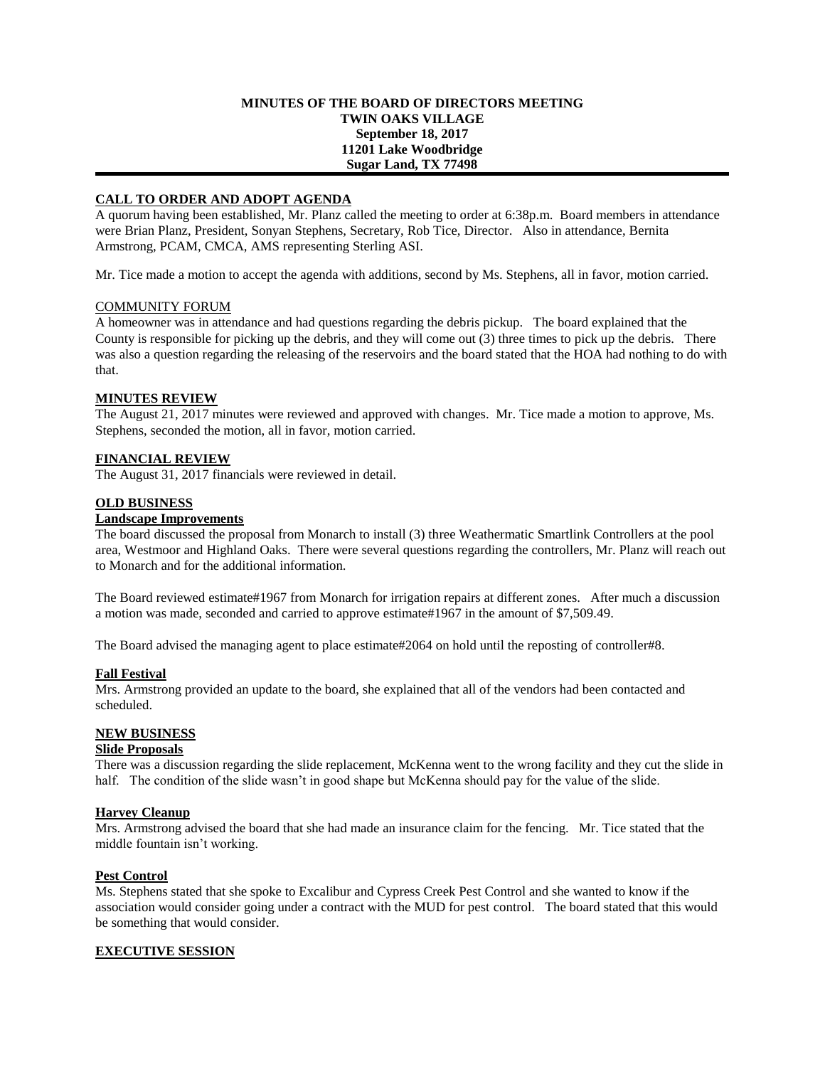**MINUTES OF THE BOARD OF DIRECTORS MEETING**
**TWIN OAKS VILLAGE**
**September 18, 2017**
**11201 Lake Woodbridge**
**Sugar Land, TX 77498**

---

## CALL TO ORDER AND ADOPT AGENDA

A quorum having been established, Mr. Planz called the meeting to order at 6:38p.m. Board members in attendance were Brian Planz, President, Sonyan Stephens, Secretary, Rob Tice, Director. Also in attendance, Bernita Armstrong, PCAM, CMCA, AMS representing Sterling ASI.

Mr. Tice made a motion to accept the agenda with additions, second by Ms. Stephens, all in favor, motion carried.

## COMMUNITY FORUM

A homeowner was in attendance and had questions regarding the debris pickup. The board explained that the County is responsible for picking up the debris, and they will come out (3) three times to pick up the debris. There was also a question regarding the releasing of the reservoirs and the board stated that the HOA had nothing to do with that.

## MINUTES REVIEW

The August 21, 2017 minutes were reviewed and approved with changes. Mr. Tice made a motion to approve, Ms. Stephens, seconded the motion, all in favor, motion carried.

## FINANCIAL REVIEW

The August 31, 2017 financials were reviewed in detail.

## OLD BUSINESS

### Landscape Improvements

The board discussed the proposal from Monarch to install (3) three Weathermatic Smartlink Controllers at the pool area, Westmoor and Highland Oaks. There were several questions regarding the controllers, Mr. Planz will reach out to Monarch and for the additional information.

The Board reviewed estimate#1967 from Monarch for irrigation repairs at different zones. After much a discussion a motion was made, seconded and carried to approve estimate#1967 in the amount of $7,509.49.

The Board advised the managing agent to place estimate#2064 on hold until the reposting of controller#8.

### Fall Festival

Mrs. Armstrong provided an update to the board, she explained that all of the vendors had been contacted and scheduled.

## NEW BUSINESS

### Slide Proposals

There was a discussion regarding the slide replacement, McKenna went to the wrong facility and they cut the slide in half. The condition of the slide wasn't in good shape but McKenna should pay for the value of the slide.

### Harvey Cleanup

Mrs. Armstrong advised the board that she had made an insurance claim for the fencing. Mr. Tice stated that the middle fountain isn't working.

### Pest Control

Ms. Stephens stated that she spoke to Excalibur and Cypress Creek Pest Control and she wanted to know if the association would consider going under a contract with the MUD for pest control. The board stated that this would be something that would consider.

## EXECUTIVE SESSION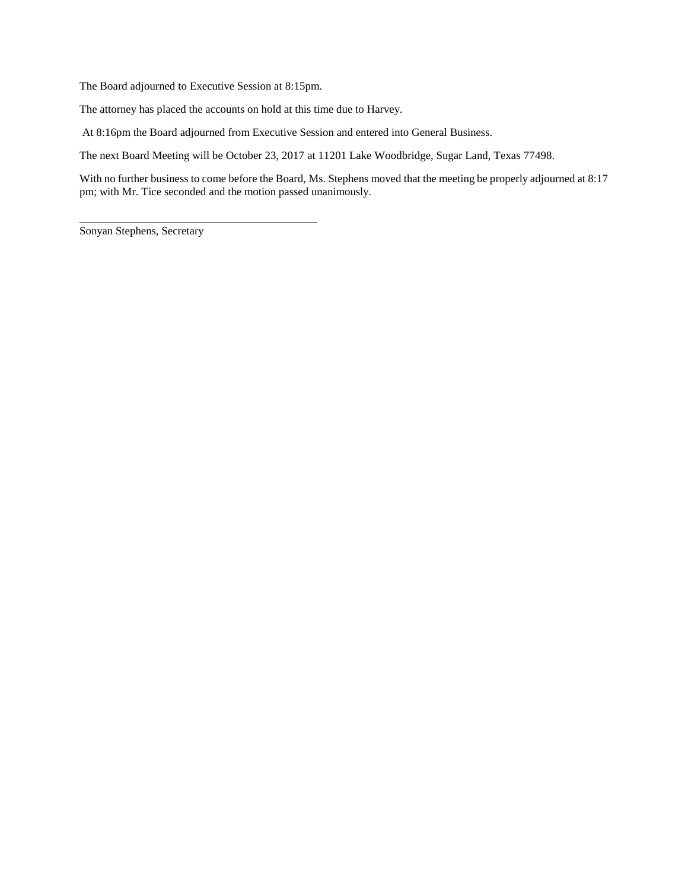The Board adjourned to Executive Session at 8:15pm.

The attorney has placed the accounts on hold at this time due to Harvey.

At 8:16pm the Board adjourned from Executive Session and entered into General Business.

The next Board Meeting will be October 23, 2017 at 11201 Lake Woodbridge, Sugar Land, Texas 77498.

With no further business to come before the Board, Ms. Stephens moved that the meeting be properly adjourned at 8:17 pm; with Mr. Tice seconded and the motion passed unanimously.

_____________________________________________

Sonyan Stephens, Secretary